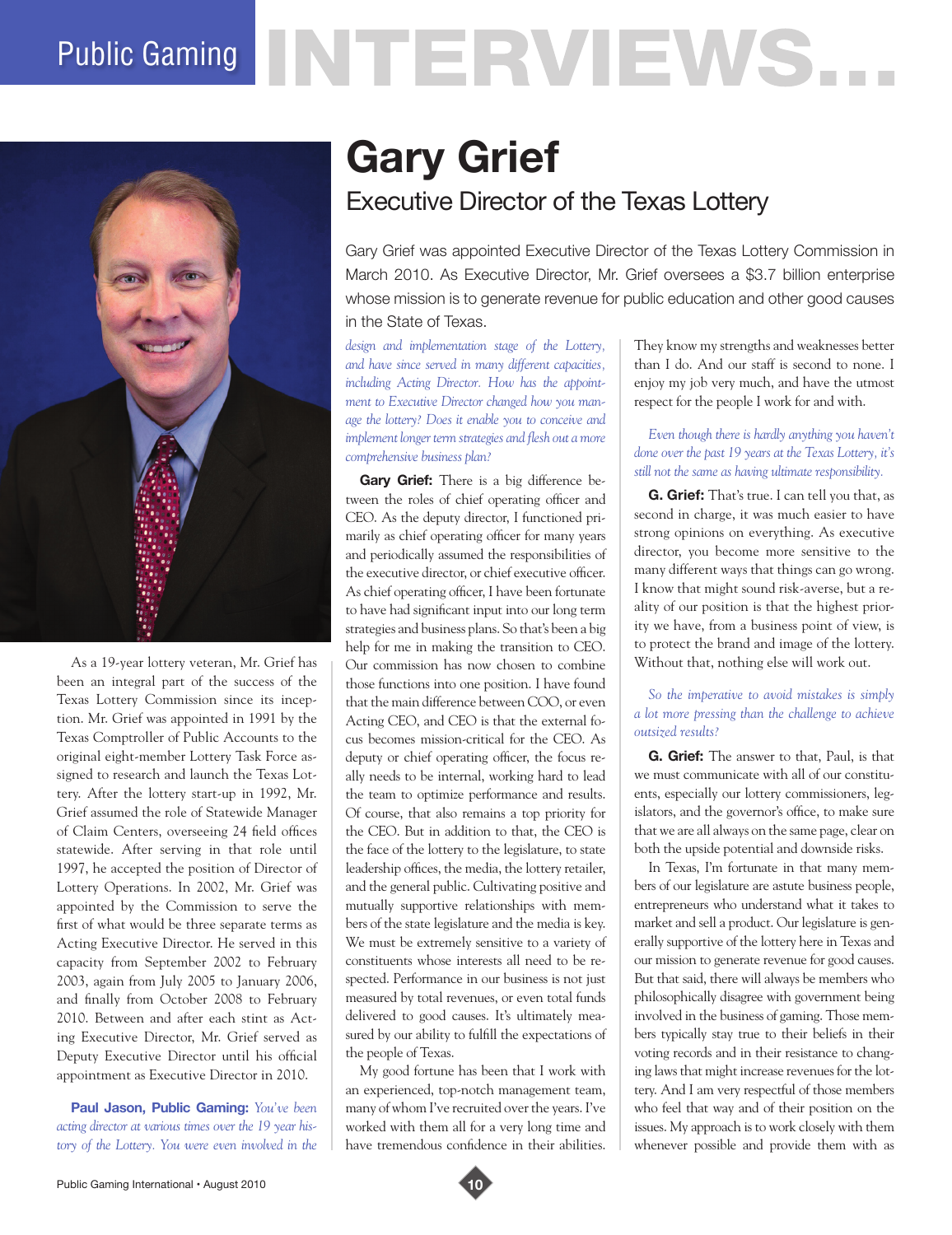# Gary Grief

## Executive Director of the Texas Lottery

Gary Grief was appointed Executive Director of the Texas Lottery Commission in March 2010. As Executive Director, Mr. Grief oversees a $3.7 billion enterprise whose mission is to generate revenue for public education and other good causes in the State of Texas.

As a 19-year lottery veteran, Mr. Grief has been an integral part of the success of the Texas Lottery Commission since its inception. Mr. Grief was appointed in 1991 by the Texas Comptroller of Public Accounts to the original eight-member Lottery Task Force assigned to research and launch the Texas Lottery. After the lottery start-up in 1992, Mr. Grief assumed the role of Statewide Manager of Claim Centers, overseeing 24 field offices statewide. After serving in that role until 1997, he accepted the position of Director of Lottery Operations. In 2002, Mr. Grief was appointed by the Commission to serve the first of what would be three separate terms as Acting Executive Director. He served in this capacity from September 2002 to February 2003, again from July 2005 to January 2006, and finally from October 2008 to February 2010. Between and after each stint as Acting Executive Director, Mr. Grief served as Deputy Executive Director until his official appointment as Executive Director in 2010.

**Paul Jason, Public Gaming:** *You've been acting director at various times over the 19 year history of the Lottery. You were even involved in the design and implementation stage of the Lottery, and have since served in many different capacities, including Acting Director. How has the appointment to Executive Director changed how you manage the lottery? Does it enable you to conceive and implement longer term strategies and flesh out a more comprehensive business plan?*

**Gary Grief:** There is a big difference between the roles of chief operating officer and CEO. As the deputy director, I functioned primarily as chief operating officer for many years and periodically assumed the responsibilities of the executive director, or chief executive officer. As chief operating officer, I have been fortunate to have had significant input into our long term strategies and business plans. So that's been a big help for me in making the transition to CEO. Our commission has now chosen to combine those functions into one position. I have found that the main difference between COO, or even Acting CEO, and CEO is that the external focus becomes mission-critical for the CEO. As deputy or chief operating officer, the focus really needs to be internal, working hard to lead the team to optimize performance and results. Of course, that also remains a top priority for the CEO. But in addition to that, the CEO is the face of the lottery to the legislature, to state leadership offices, the media, the lottery retailer, and the general public. Cultivating positive and mutually supportive relationships with members of the state legislature and the media is key. We must be extremely sensitive to a variety of constituents whose interests all need to be respected. Performance in our business is not just measured by total revenues, or even total funds delivered to good causes. It's ultimately measured by our ability to fulfill the expectations of the people of Texas.

My good fortune has been that I work with an experienced, top-notch management team, many of whom I've recruited over the years. I've worked with them all for a very long time and have tremendous confidence in their abilities. They know my strengths and weaknesses better than I do. And our staff is second to none. I enjoy my job very much, and have the utmost respect for the people I work for and with.

*Even though there is hardly anything you haven't done over the past 19 years at the Texas Lottery, it's still not the same as having ultimate responsibility.*

**G. Grief:** That's true. I can tell you that, as second in charge, it was much easier to have strong opinions on everything. As executive director, you become more sensitive to the many different ways that things can go wrong. I know that might sound risk-averse, but a reality of our position is that the highest priority we have, from a business point of view, is to protect the brand and image of the lottery. Without that, nothing else will work out.

*So the imperative to avoid mistakes is simply a lot more pressing than the challenge to achieve outsized results?*

**G. Grief:** The answer to that, Paul, is that we must communicate with all of our constituents, especially our lottery commissioners, legislators, and the governor's office, to make sure that we are all always on the same page, clear on both the upside potential and downside risks.

In Texas, I'm fortunate in that many members of our legislature are astute business people, entrepreneurs who understand what it takes to market and sell a product. Our legislature is generally supportive of the lottery here in Texas and our mission to generate revenue for good causes. But that said, there will always be members who philosophically disagree with government being involved in the business of gaming. Those members typically stay true to their beliefs in their voting records and in their resistance to changing laws that might increase revenues for the lottery. And I am very respectful of those members who feel that way and of their position on the issues. My approach is to work closely with them whenever possible and provide them with as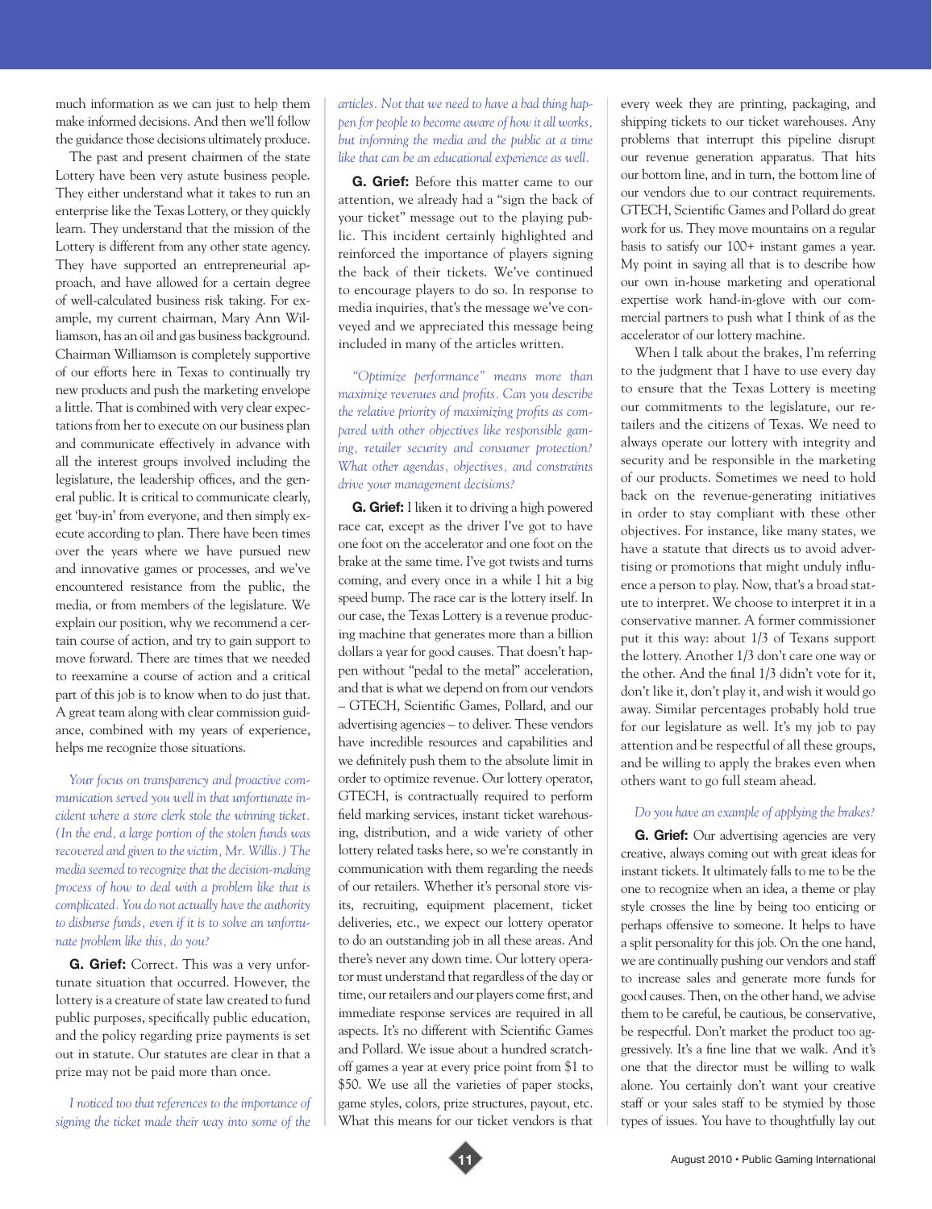much information as we can just to help them make informed decisions. And then we'll follow the guidance those decisions ultimately produce.

The past and present chairmen of the state Lottery have been very astute business people. They either understand what it takes to run an enterprise like the Texas Lottery, or they quickly learn. They understand that the mission of the Lottery is different from any other state agency. They have supported an entrepreneurial approach, and have allowed for a certain degree of well-calculated business risk taking. For example, my current chairman, Mary Ann Williamson, has an oil and gas business background. Chairman Williamson is completely supportive of our efforts here in Texas to continually try new products and push the marketing envelope a little. That is combined with very clear expectations from her to execute on our business plan and communicate effectively in advance with all the interest groups involved including the legislature, the leadership offices, and the general public. It is critical to communicate clearly, get 'buy-in' from everyone, and then simply execute according to plan. There have been times over the years where we have pursued new and innovative games or processes, and we've encountered resistance from the public, the media, or from members of the legislature. We explain our position, why we recommend a certain course of action, and try to gain support to move forward. There are times that we needed to reexamine a course of action and a critical part of this job is to know when to do just that. A great team along with clear commission guidance, combined with my years of experience, helps me recognize those situations.

*Your focus on transparency and proactive communication served you well in that unfortunate incident where a store clerk stole the winning ticket. (In the end, a large portion of the stolen funds was recovered and given to the victim, Mr. Willis.) The media seemed to recognize that the decision-making process of how to deal with a problem like that is complicated. You do not actually have the authority to disburse funds, even if it is to solve an unfortunate problem like this, do you?*

**G. Grief:** Correct. This was a very unfortunate situation that occurred. However, the lottery is a creature of state law created to fund public purposes, specifically public education, and the policy regarding prize payments is set out in statute. Our statutes are clear in that a prize may not be paid more than once.

*I noticed too that references to the importance of signing the ticket made their way into some of the articles. Not that we need to have a bad thing happen for people to become aware of how it all works, but informing the media and the public at a time like that can be an educational experience as well.*

**G. Grief:** Before this matter came to our attention, we already had a "sign the back of your ticket" message out to the playing public. This incident certainly highlighted and reinforced the importance of players signing the back of their tickets. We've continued to encourage players to do so. In response to media inquiries, that's the message we've conveyed and we appreciated this message being included in many of the articles written.

*"Optimize performance" means more than maximize revenues and profits. Can you describe the relative priority of maximizing profits as compared with other objectives like responsible gaming, retailer security and consumer protection? What other agendas, objectives, and constraints drive your management decisions?*

**G. Grief:** I liken it to driving a high powered race car, except as the driver I've got to have one foot on the accelerator and one foot on the brake at the same time. I've got twists and turns coming, and every once in a while I hit a big speed bump. The race car is the lottery itself. In our case, the Texas Lottery is a revenue producing machine that generates more than a billion dollars a year for good causes. That doesn't happen without "pedal to the metal" acceleration, and that is what we depend on from our vendors – GTECH, Scientific Games, Pollard, and our advertising agencies – to deliver. These vendors have incredible resources and capabilities and we definitely push them to the absolute limit in order to optimize revenue. Our lottery operator, GTECH, is contractually required to perform field marking services, instant ticket warehousing, distribution, and a wide variety of other lottery related tasks here, so we're constantly in communication with them regarding the needs of our retailers. Whether it's personal store visits, recruiting, equipment placement, ticket deliveries, etc., we expect our lottery operator to do an outstanding job in all these areas. And there's never any down time. Our lottery operator must understand that regardless of the day or time, our retailers and our players come first, and immediate response services are required in all aspects. It's no different with Scientific Games and Pollard. We issue about a hundred scratch-off games a year at every price point from $1 to $50. We use all the varieties of paper stocks, game styles, colors, prize structures, payout, etc. What this means for our ticket vendors is that every week they are printing, packaging, and shipping tickets to our ticket warehouses. Any problems that interrupt this pipeline disrupt our revenue generation apparatus. That hits our bottom line, and in turn, the bottom line of our vendors due to our contract requirements. GTECH, Scientific Games and Pollard do great work for us. They move mountains on a regular basis to satisfy our 100+ instant games a year. My point in saying all that is to describe how our own in-house marketing and operational expertise work hand-in-glove with our commercial partners to push what I think of as the accelerator of our lottery machine.

When I talk about the brakes, I'm referring to the judgment that I have to use every day to ensure that the Texas Lottery is meeting our commitments to the legislature, our retailers and the citizens of Texas. We need to always operate our lottery with integrity and security and be responsible in the marketing of our products. Sometimes we need to hold back on the revenue-generating initiatives in order to stay compliant with these other objectives. For instance, like many states, we have a statute that directs us to avoid advertising or promotions that might unduly influence a person to play. Now, that's a broad statute to interpret. We choose to interpret it in a conservative manner. A former commissioner put it this way: about 1/3 of Texans support the lottery. Another 1/3 don't care one way or the other. And the final 1/3 didn't vote for it, don't like it, don't play it, and wish it would go away. Similar percentages probably hold true for our legislature as well. It's my job to pay attention and be respectful of all these groups, and be willing to apply the brakes even when others want to go full steam ahead.

*Do you have an example of applying the brakes?*

**G. Grief:** Our advertising agencies are very creative, always coming out with great ideas for instant tickets. It ultimately falls to me to be the one to recognize when an idea, a theme or play style crosses the line by being too enticing or perhaps offensive to someone. It helps to have a split personality for this job. On the one hand, we are continually pushing our vendors and staff to increase sales and generate more funds for good causes. Then, on the other hand, we advise them to be careful, be cautious, be conservative, be respectful. Don't market the product too aggressively. It's a fine line that we walk. And it's one that the director must be willing to walk alone. You certainly don't want your creative staff or your sales staff to be stymied by those types of issues. You have to thoughtfully lay out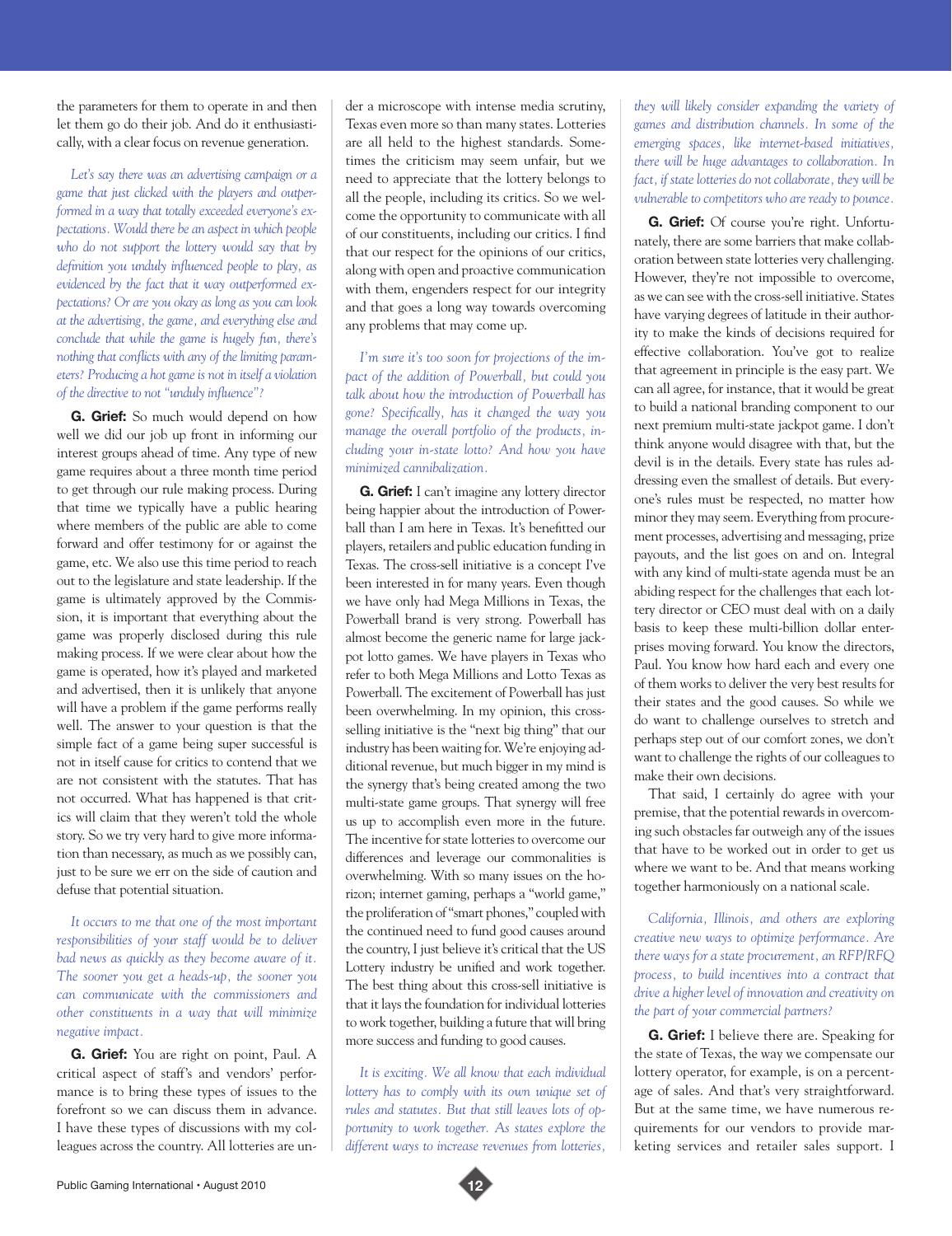the parameters for them to operate in and then let them go do their job. And do it enthusiastically, with a clear focus on revenue generation.

*Let's say there was an advertising campaign or a game that just clicked with the players and outperformed in a way that totally exceeded everyone's expectations. Would there be an aspect in which people who do not support the lottery would say that by definition you unduly influenced people to play, as evidenced by the fact that it way outperformed expectations? Or are you okay as long as you can look at the advertising, the game, and everything else and conclude that while the game is hugely fun, there's nothing that conflicts with any of the limiting parameters? Producing a hot game is not in itself a violation of the directive to not "unduly influence"?*

**G. Grief:** So much would depend on how well we did our job up front in informing our interest groups ahead of time. Any type of new game requires about a three month time period to get through our rule making process. During that time we typically have a public hearing where members of the public are able to come forward and offer testimony for or against the game, etc. We also use this time period to reach out to the legislature and state leadership. If the game is ultimately approved by the Commission, it is important that everything about the game was properly disclosed during this rule making process. If we were clear about how the game is operated, how it's played and marketed and advertised, then it is unlikely that anyone will have a problem if the game performs really well. The answer to your question is that the simple fact of a game being super successful is not in itself cause for critics to contend that we are not consistent with the statutes. That has not occurred. What has happened is that critics will claim that they weren't told the whole story. So we try very hard to give more information than necessary, as much as we possibly can, just to be sure we err on the side of caution and defuse that potential situation.

*It occurs to me that one of the most important responsibilities of your staff would be to deliver bad news as quickly as they become aware of it. The sooner you get a heads-up, the sooner you can communicate with the commissioners and other constituents in a way that will minimize negative impact.*

**G. Grief:** You are right on point, Paul. A critical aspect of staff's and vendors' performance is to bring these types of issues to the forefront so we can discuss them in advance. I have these types of discussions with my colleagues across the country. All lotteries are under a microscope with intense media scrutiny, Texas even more so than many states. Lotteries are all held to the highest standards. Sometimes the criticism may seem unfair, but we need to appreciate that the lottery belongs to all the people, including its critics. So we welcome the opportunity to communicate with all of our constituents, including our critics. I find that our respect for the opinions of our critics, along with open and proactive communication with them, engenders respect for our integrity and that goes a long way towards overcoming any problems that may come up.

*I'm sure it's too soon for projections of the impact of the addition of Powerball, but could you talk about how the introduction of Powerball has gone? Specifically, has it changed the way you manage the overall portfolio of the products, including your in-state lotto? And how you have minimized cannibalization.*

**G. Grief:** I can't imagine any lottery director being happier about the introduction of Powerball than I am here in Texas. It's benefitted our players, retailers and public education funding in Texas. The cross-sell initiative is a concept I've been interested in for many years. Even though we have only had Mega Millions in Texas, the Powerball brand is very strong. Powerball has almost become the generic name for large jackpot lotto games. We have players in Texas who refer to both Mega Millions and Lotto Texas as Powerball. The excitement of Powerball has just been overwhelming. In my opinion, this cross-selling initiative is the "next big thing" that our industry has been waiting for. We're enjoying additional revenue, but much bigger in my mind is the synergy that's being created among the two multi-state game groups. That synergy will free us up to accomplish even more in the future. The incentive for state lotteries to overcome our differences and leverage our commonalities is overwhelming. With so many issues on the horizon; internet gaming, perhaps a "world game," the proliferation of "smart phones," coupled with the continued need to fund good causes around the country, I just believe it's critical that the US Lottery industry be unified and work together. The best thing about this cross-sell initiative is that it lays the foundation for individual lotteries to work together, building a future that will bring more success and funding to good causes.

*It is exciting. We all know that each individual lottery has to comply with its own unique set of rules and statutes. But that still leaves lots of opportunity to work together. As states explore the different ways to increase revenues from lotteries, they will likely consider expanding the variety of games and distribution channels. In some of the emerging spaces, like internet-based initiatives, there will be huge advantages to collaboration. In fact, if state lotteries do not collaborate, they will be vulnerable to competitors who are ready to pounce.*

**G. Grief:** Of course you're right. Unfortunately, there are some barriers that make collaboration between state lotteries very challenging. However, they're not impossible to overcome, as we can see with the cross-sell initiative. States have varying degrees of latitude in their authority to make the kinds of decisions required for effective collaboration. You've got to realize that agreement in principle is the easy part. We can all agree, for instance, that it would be great to build a national branding component to our next premium multi-state jackpot game. I don't think anyone would disagree with that, but the devil is in the details. Every state has rules addressing even the smallest of details. But everyone's rules must be respected, no matter how minor they may seem. Everything from procurement processes, advertising and messaging, prize payouts, and the list goes on and on. Integral with any kind of multi-state agenda must be an abiding respect for the challenges that each lottery director or CEO must deal with on a daily basis to keep these multi-billion dollar enterprises moving forward. You know the directors, Paul. You know how hard each and every one of them works to deliver the very best results for their states and the good causes. So while we do want to challenge ourselves to stretch and perhaps step out of our comfort zones, we don't want to challenge the rights of our colleagues to make their own decisions.

That said, I certainly do agree with your premise, that the potential rewards in overcoming such obstacles far outweigh any of the issues that have to be worked out in order to get us where we want to be. And that means working together harmoniously on a national scale.

*California, Illinois, and others are exploring creative new ways to optimize performance. Are there ways for a state procurement, an RFP/RFQ process, to build incentives into a contract that drive a higher level of innovation and creativity on the part of your commercial partners?*

**G. Grief:** I believe there are. Speaking for the state of Texas, the way we compensate our lottery operator, for example, is on a percentage of sales. And that's very straightforward. But at the same time, we have numerous requirements for our vendors to provide marketing services and retailer sales support. I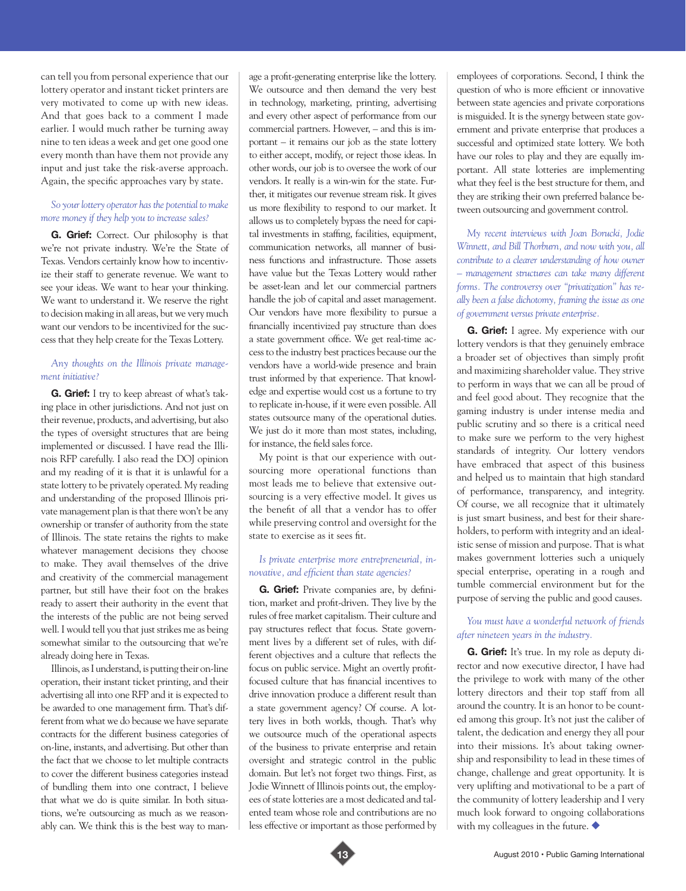can tell you from personal experience that our lottery operator and instant ticket printers are very motivated to come up with new ideas. And that goes back to a comment I made earlier. I would much rather be turning away nine to ten ideas a week and get one good one every month than have them not provide any input and just take the risk-averse approach. Again, the specific approaches vary by state.

*So your lottery operator has the potential to make more money if they help you to increase sales?*

**G. Grief:** Correct. Our philosophy is that we're not private industry. We're the State of Texas. Vendors certainly know how to incentivize their staff to generate revenue. We want to see your ideas. We want to hear your thinking. We want to understand it. We reserve the right to decision making in all areas, but we very much want our vendors to be incentivized for the success that they help create for the Texas Lottery.

*Any thoughts on the Illinois private management initiative?*

**G. Grief:** I try to keep abreast of what's taking place in other jurisdictions. And not just on their revenue, products, and advertising, but also the types of oversight structures that are being implemented or discussed. I have read the Illinois RFP carefully. I also read the DOJ opinion and my reading of it is that it is unlawful for a state lottery to be privately operated. My reading and understanding of the proposed Illinois private management plan is that there won't be any ownership or transfer of authority from the state of Illinois. The state retains the rights to make whatever management decisions they choose to make. They avail themselves of the drive and creativity of the commercial management partner, but still have their foot on the brakes ready to assert their authority in the event that the interests of the public are not being served well. I would tell you that just strikes me as being somewhat similar to the outsourcing that we're already doing here in Texas.

Illinois, as I understand, is putting their on-line operation, their instant ticket printing, and their advertising all into one RFP and it is expected to be awarded to one management firm. That's different from what we do because we have separate contracts for the different business categories of on-line, instants, and advertising. But other than the fact that we choose to let multiple contracts to cover the different business categories instead of bundling them into one contract, I believe that what we do is quite similar. In both situations, we're outsourcing as much as we reasonably can. We think this is the best way to manage a profit-generating enterprise like the lottery. We outsource and then demand the very best in technology, marketing, printing, advertising and every other aspect of performance from our commercial partners. However, – and this is important – it remains our job as the state lottery to either accept, modify, or reject those ideas. In other words, our job is to oversee the work of our vendors. It really is a win-win for the state. Further, it mitigates our revenue stream risk. It gives us more flexibility to respond to our market. It allows us to completely bypass the need for capital investments in staffing, facilities, equipment, communication networks, all manner of business functions and infrastructure. Those assets have value but the Texas Lottery would rather be asset-lean and let our commercial partners handle the job of capital and asset management. Our vendors have more flexibility to pursue a financially incentivized pay structure than does a state government office. We get real-time access to the industry best practices because our the vendors have a world-wide presence and brain trust informed by that experience. That knowledge and expertise would cost us a fortune to try to replicate in-house, if it were even possible. All states outsource many of the operational duties. We just do it more than most states, including, for instance, the field sales force.

My point is that our experience with outsourcing more operational functions than most leads me to believe that extensive outsourcing is a very effective model. It gives us the benefit of all that a vendor has to offer while preserving control and oversight for the state to exercise as it sees fit.

*Is private enterprise more entrepreneurial, innovative, and efficient than state agencies?*

**G. Grief:** Private companies are, by definition, market and profit-driven. They live by the rules of free market capitalism. Their culture and pay structures reflect that focus. State government lives by a different set of rules, with different objectives and a culture that reflects the focus on public service. Might an overtly profit-focused culture that has financial incentives to drive innovation produce a different result than a state government agency? Of course. A lottery lives in both worlds, though. That's why we outsource much of the operational aspects of the business to private enterprise and retain oversight and strategic control in the public domain. But let's not forget two things. First, as Jodie Winnett of Illinois points out, the employees of state lotteries are a most dedicated and talented team whose role and contributions are no less effective or important as those performed by employees of corporations. Second, I think the question of who is more efficient or innovative between state agencies and private corporations is misguided. It is the synergy between state government and private enterprise that produces a successful and optimized state lottery. We both have our roles to play and they are equally important. All state lotteries are implementing what they feel is the best structure for them, and they are striking their own preferred balance between outsourcing and government control.

*My recent interviews with Joan Borucki, Jodie Winnett, and Bill Thorburn, and now with you, all contribute to a clearer understanding of how owner – management structures can take many different forms. The controversy over "privatization" has really been a false dichotomy, framing the issue as one of government versus private enterprise.*

**G. Grief:** I agree. My experience with our lottery vendors is that they genuinely embrace a broader set of objectives than simply profit and maximizing shareholder value. They strive to perform in ways that we can all be proud of and feel good about. They recognize that the gaming industry is under intense media and public scrutiny and so there is a critical need to make sure we perform to the very highest standards of integrity. Our lottery vendors have embraced that aspect of this business and helped us to maintain that high standard of performance, transparency, and integrity. Of course, we all recognize that it ultimately is just smart business, and best for their shareholders, to perform with integrity and an idealistic sense of mission and purpose. That is what makes government lotteries such a uniquely special enterprise, operating in a rough and tumble commercial environment but for the purpose of serving the public and good causes.

*You must have a wonderful network of friends after nineteen years in the industry.*

**G. Grief:** It's true. In my role as deputy director and now executive director, I have had the privilege to work with many of the other lottery directors and their top staff from all around the country. It is an honor to be counted among this group. It's not just the caliber of talent, the dedication and energy they all pour into their missions. It's about taking ownership and responsibility to lead in these times of change, challenge and great opportunity. It is very uplifting and motivational to be a part of the community of lottery leadership and I very much look forward to ongoing collaborations with my colleagues in the future. ◆